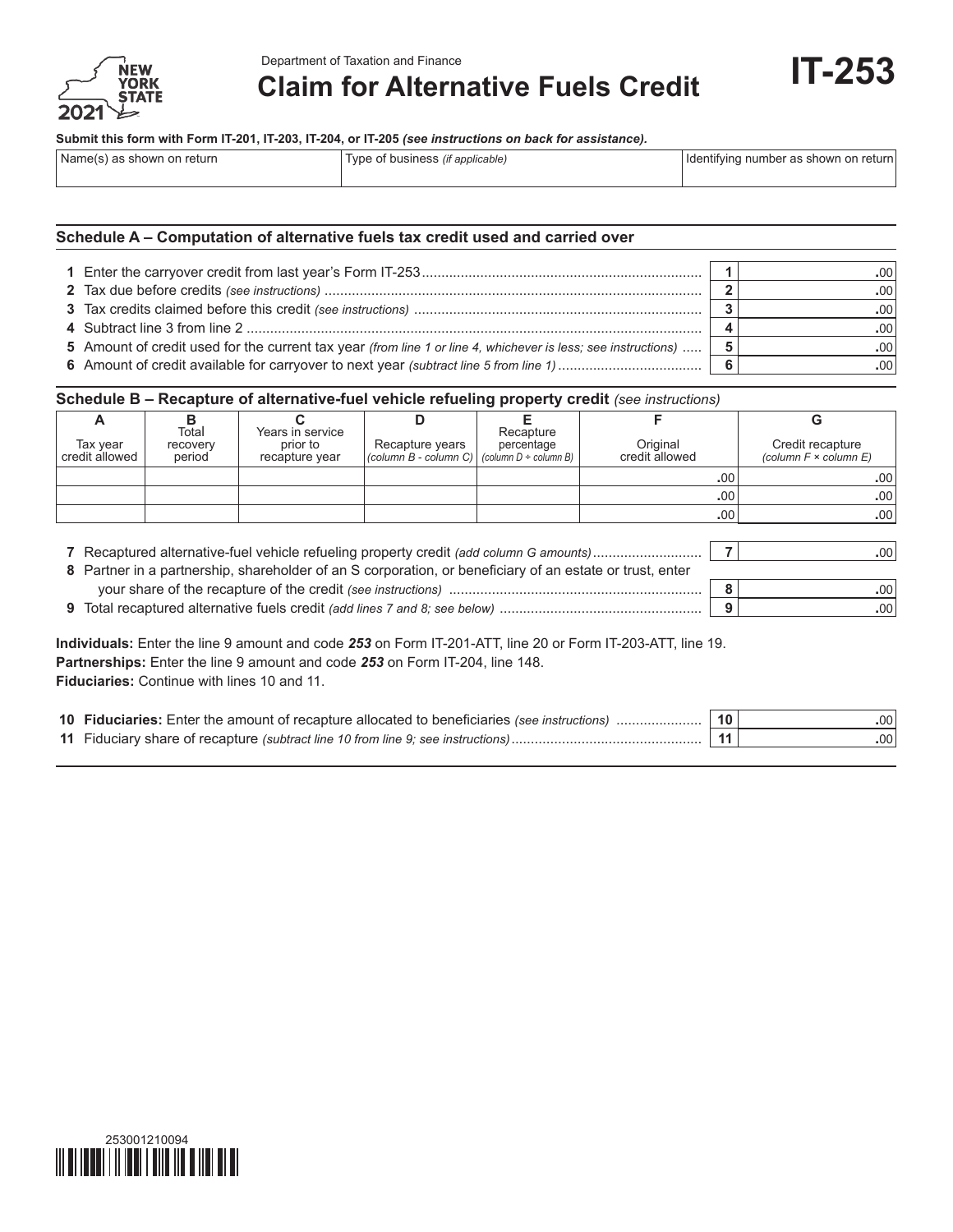New York State 2021

Department of Taxation and Finance

# Claim for Alternative Fuels Credit

# IT-253

**Submit this form with Form IT-201, IT-203, IT-204, or IT-205** ***(see instructions on back for assistance).***

| Name(s) as shown on return | Type of business *(if applicable)* | Identifying number as shown on return |
|---|---|---|
| | | |

## Schedule A – Computation of alternative fuels tax credit used and carried over

| | | | |
|---|---|---|---|
| **1** | Enter the carryover credit from last year's Form IT-253 | **1** | .00 |
| **2** | Tax due before credits *(see instructions)* | **2** | .00 |
| **3** | Tax credits claimed before this credit *(see instructions)* | **3** | .00 |
| **4** | Subtract line 3 from line 2 | **4** | .00 |
| **5** | Amount of credit used for the current tax year *(from line 1 or line 4, whichever is less; see instructions)* | **5** | .00 |
| **6** | Amount of credit available for carryover to next year *(subtract line 5 from line 1)* | **6** | .00 |

## Schedule B – Recapture of alternative-fuel vehicle refueling property credit *(see instructions)*

| A | B | C | D | E | F | G |
|---|---|---|---|---|---|---|
| Tax year credit allowed | Total recovery period | Years in service prior to recapture year | Recapture years *(column B - column C)* | Recapture percentage *(column D ÷ column B)* | Original credit allowed | Credit recapture *(column F × column E)* |
| | | | | | .00 | .00 |
| | | | | | .00 | .00 |
| | | | | | .00 | .00 |

| | | | |
|---|---|---|---|
| **7** | Recaptured alternative-fuel vehicle refueling property credit *(add column G amounts)* | **7** | .00 |
| **8** | Partner in a partnership, shareholder of an S corporation, or beneficiary of an estate or trust, enter your share of the recapture of the credit *(see instructions)* | **8** | .00 |
| **9** | Total recaptured alternative fuels credit *(add lines 7 and 8; see below)* | **9** | .00 |

**Individuals:** Enter the line 9 amount and code ***253*** on Form IT-201-ATT, line 20 or Form IT-203-ATT, line 19.
**Partnerships:** Enter the line 9 amount and code ***253*** on Form IT-204, line 148.
**Fiduciaries:** Continue with lines 10 and 11.

| | | | |
|---|---|---|---|
| **10** | **Fiduciaries:** Enter the amount of recapture allocated to beneficiaries *(see instructions)* | **10** | .00 |
| **11** | Fiduciary share of recapture *(subtract line 10 from line 9; see instructions)* | **11** | .00 |

253001210094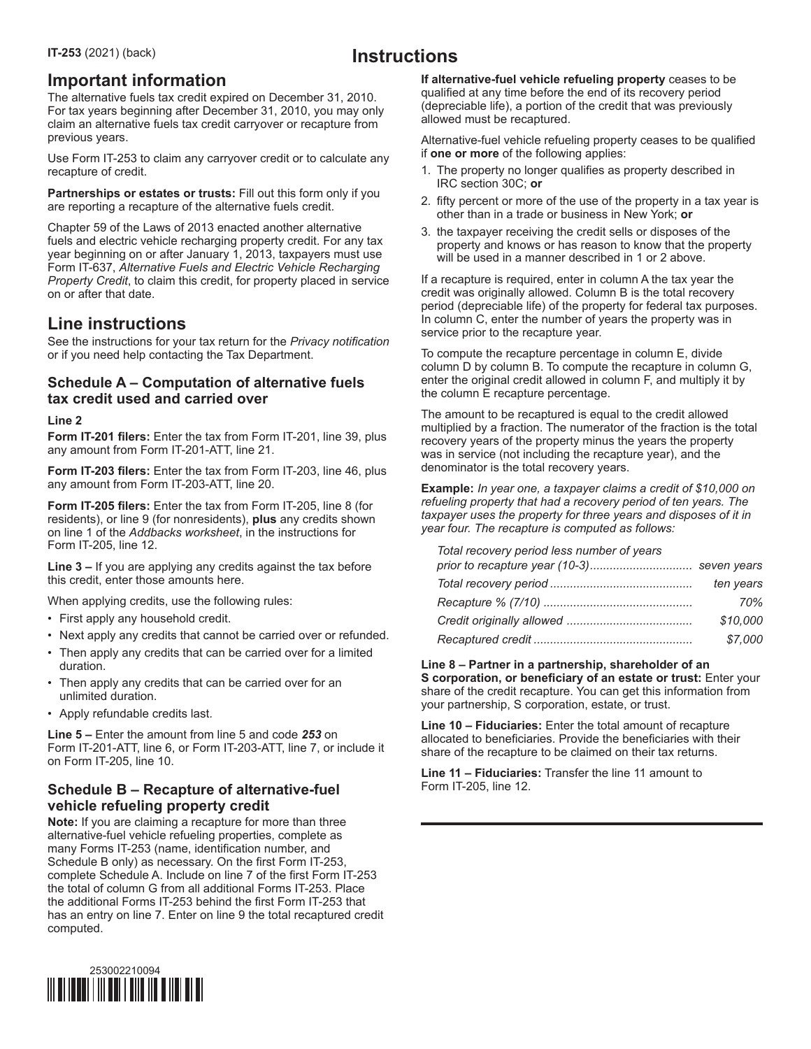# Instructions

## Important information

The alternative fuels tax credit expired on December 31, 2010. For tax years beginning after December 31, 2010, you may only claim an alternative fuels tax credit carryover or recapture from previous years.

Use Form IT-253 to claim any carryover credit or to calculate any recapture of credit.

**Partnerships or estates or trusts:** Fill out this form only if you are reporting a recapture of the alternative fuels credit.

Chapter 59 of the Laws of 2013 enacted another alternative fuels and electric vehicle recharging property credit. For any tax year beginning on or after January 1, 2013, taxpayers must use Form IT-637, *Alternative Fuels and Electric Vehicle Recharging Property Credit*, to claim this credit, for property placed in service on or after that date.

## Line instructions

See the instructions for your tax return for the *Privacy notification* or if you need help contacting the Tax Department.

### Schedule A – Computation of alternative fuels tax credit used and carried over

**Line 2**

**Form IT-201 filers:** Enter the tax from Form IT-201, line 39, plus any amount from Form IT-201-ATT, line 21.

**Form IT-203 filers:** Enter the tax from Form IT-203, line 46, plus any amount from Form IT-203-ATT, line 20.

**Form IT-205 filers:** Enter the tax from Form IT-205, line 8 (for residents), or line 9 (for nonresidents), **plus** any credits shown on line 1 of the *Addbacks worksheet*, in the instructions for Form IT-205, line 12.

**Line 3 –** If you are applying any credits against the tax before this credit, enter those amounts here.

When applying credits, use the following rules:

- First apply any household credit.
- Next apply any credits that cannot be carried over or refunded.
- Then apply any credits that can be carried over for a limited duration.
- Then apply any credits that can be carried over for an unlimited duration.
- Apply refundable credits last.

**Line 5 –** Enter the amount from line 5 and code ***253*** on Form IT-201-ATT, line 6, or Form IT-203-ATT, line 7, or include it on Form IT-205, line 10.

### Schedule B – Recapture of alternative-fuel vehicle refueling property credit

**Note:** If you are claiming a recapture for more than three alternative-fuel vehicle refueling properties, complete as many Forms IT-253 (name, identification number, and Schedule B only) as necessary. On the first Form IT-253, complete Schedule A. Include on line 7 of the first Form IT-253 the total of column G from all additional Forms IT-253. Place the additional Forms IT-253 behind the first Form IT-253 that has an entry on line 7. Enter on line 9 the total recaptured credit computed.

**If alternative-fuel vehicle refueling property** ceases to be qualified at any time before the end of its recovery period (depreciable life), a portion of the credit that was previously allowed must be recaptured.

Alternative-fuel vehicle refueling property ceases to be qualified if **one or more** of the following applies:

1. The property no longer qualifies as property described in IRC section 30C; **or**
2. fifty percent or more of the use of the property in a tax year is other than in a trade or business in New York; **or**
3. the taxpayer receiving the credit sells or disposes of the property and knows or has reason to know that the property will be used in a manner described in 1 or 2 above.

If a recapture is required, enter in column A the tax year the credit was originally allowed. Column B is the total recovery period (depreciable life) of the property for federal tax purposes. In column C, enter the number of years the property was in service prior to the recapture year.

To compute the recapture percentage in column E, divide column D by column B. To compute the recapture in column G, enter the original credit allowed in column F, and multiply it by the column E recapture percentage.

The amount to be recaptured is equal to the credit allowed multiplied by a fraction. The numerator of the fraction is the total recovery years of the property minus the years the property was in service (not including the recapture year), and the denominator is the total recovery years.

**Example:** *In year one, a taxpayer claims a credit of $10,000 on refueling property that had a recovery period of ten years. The taxpayer uses the property for three years and disposes of it in year four. The recapture is computed as follows:*

| | |
|---|---|
| *Total recovery period less number of years prior to recapture year (10-3)* | *seven years* |
| *Total recovery period* | *ten years* |
| *Recapture % (7/10)* | *70%* |
| *Credit originally allowed* | *$10,000* |
| *Recaptured credit* | *$7,000* |

**Line 8 – Partner in a partnership, shareholder of an S corporation, or beneficiary of an estate or trust:** Enter your share of the credit recapture. You can get this information from your partnership, S corporation, estate, or trust.

**Line 10 – Fiduciaries:** Enter the total amount of recapture allocated to beneficiaries. Provide the beneficiaries with their share of the recapture to be claimed on their tax returns.

**Line 11 – Fiduciaries:** Transfer the line 11 amount to Form IT-205, line 12.

253002210094